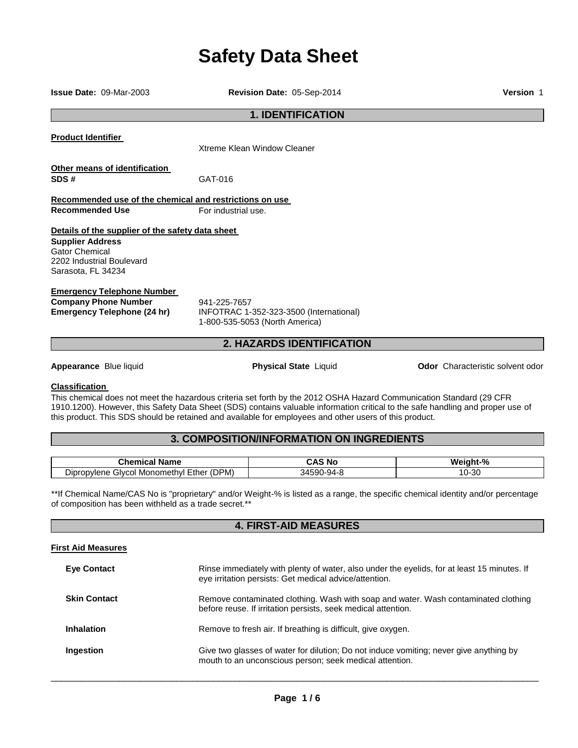# Safety Data Sheet

**Issue Date:** 09-Mar-2003 **Revision Date:** 05-Sep-2014 **Version** 1

## 1. IDENTIFICATION

**Product Identifier**

Xtreme Klean Window Cleaner

**Other means of identification**

**SDS #** GAT-016

**Recommended use of the chemical and restrictions on use**

**Recommended Use** For industrial use.

**Details of the supplier of the safety data sheet**

**Supplier Address**
Gator Chemical
2202 Industrial Boulevard
Sarasota, FL 34234

**Emergency Telephone Number**

**Company Phone Number** 941-225-7657

**Emergency Telephone (24 hr)** INFOTRAC 1-352-323-3500 (International)
1-800-535-5053 (North America)

## 2. HAZARDS IDENTIFICATION

**Appearance** Blue liquid **Physical State** Liquid **Odor** Characteristic solvent odor

**Classification**

This chemical does not meet the hazardous criteria set forth by the 2012 OSHA Hazard Communication Standard (29 CFR 1910.1200). However, this Safety Data Sheet (SDS) contains valuable information critical to the safe handling and proper use of this product. This SDS should be retained and available for employees and other users of this product.

## 3. COMPOSITION/INFORMATION ON INGREDIENTS

| Chemical Name | CAS No | Weight-% |
|---|---|---|
| Dipropylene Glycol Monomethyl Ether (DPM) | 34590-94-8 | 10-30 |

**If Chemical Name/CAS No is "proprietary" and/or Weight-% is listed as a range, the specific chemical identity and/or percentage of composition has been withheld as a trade secret.**

## 4. FIRST-AID MEASURES

**First Aid Measures**

**Eye Contact** Rinse immediately with plenty of water, also under the eyelids, for at least 15 minutes. If eye irritation persists: Get medical advice/attention.

**Skin Contact** Remove contaminated clothing. Wash with soap and water. Wash contaminated clothing before reuse. If irritation persists, seek medical attention.

**Inhalation** Remove to fresh air. If breathing is difficult, give oxygen.

**Ingestion** Give two glasses of water for dilution; Do not induce vomiting; never give anything by mouth to an unconscious person; seek medical attention.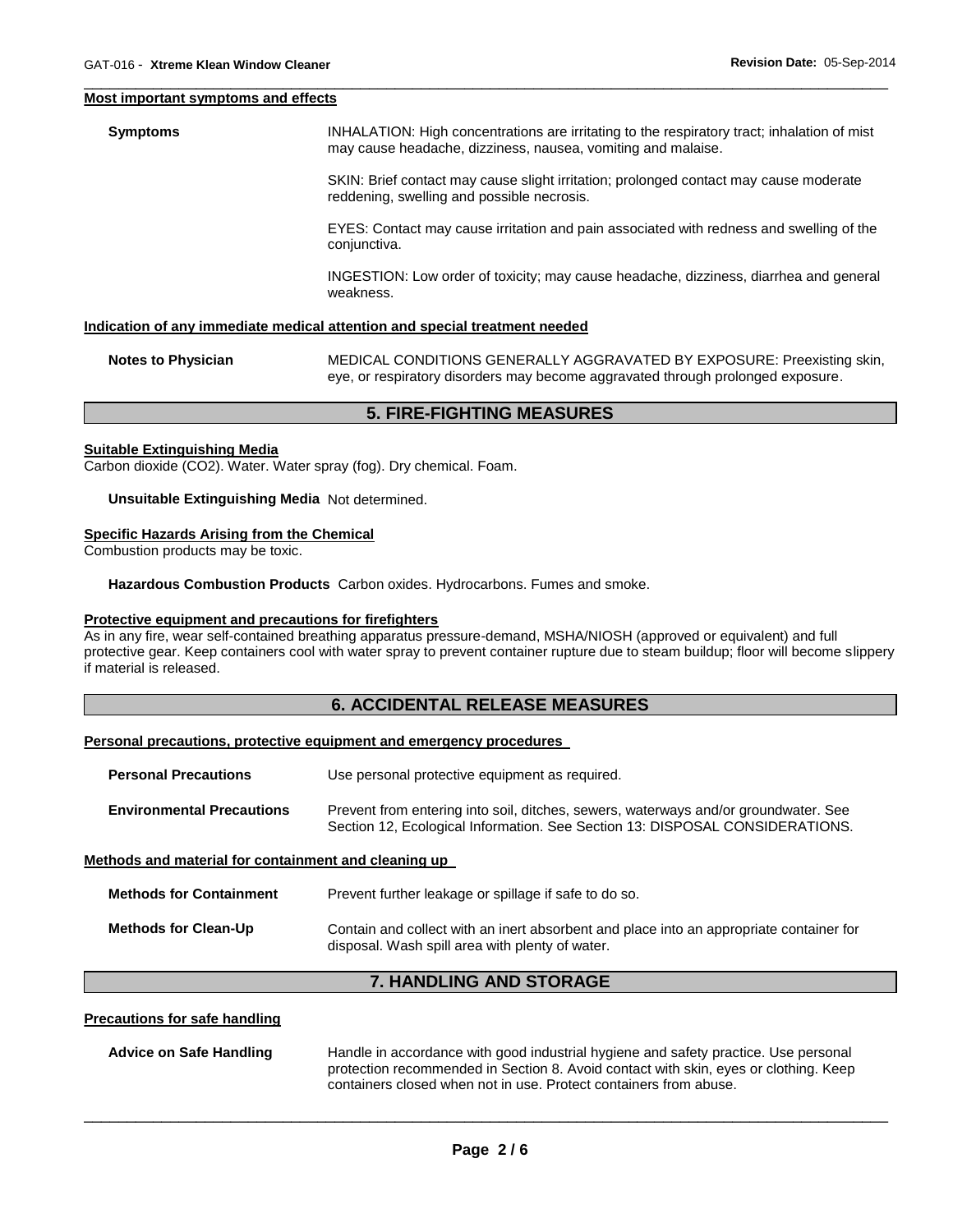**Most important symptoms and effects**

**Symptoms**

INHALATION: High concentrations are irritating to the respiratory tract; inhalation of mist may cause headache, dizziness, nausea, vomiting and malaise.

SKIN: Brief contact may cause slight irritation; prolonged contact may cause moderate reddening, swelling and possible necrosis.

EYES: Contact may cause irritation and pain associated with redness and swelling of the conjunctiva.

INGESTION: Low order of toxicity; may cause headache, dizziness, diarrhea and general weakness.

**Indication of any immediate medical attention and special treatment needed**

**Notes to Physician** MEDICAL CONDITIONS GENERALLY AGGRAVATED BY EXPOSURE: Preexisting skin, eye, or respiratory disorders may become aggravated through prolonged exposure.

## 5. FIRE-FIGHTING MEASURES

**Suitable Extinguishing Media**

Carbon dioxide ($CO_2$). Water. Water spray (fog). Dry chemical. Foam.

**Unsuitable Extinguishing Media** Not determined.

**Specific Hazards Arising from the Chemical**

Combustion products may be toxic.

**Hazardous Combustion Products** Carbon oxides. Hydrocarbons. Fumes and smoke.

**Protective equipment and precautions for firefighters**

As in any fire, wear self-contained breathing apparatus pressure-demand, MSHA/NIOSH (approved or equivalent) and full protective gear. Keep containers cool with water spray to prevent container rupture due to steam buildup; floor will become slippery if material is released.

## 6. ACCIDENTAL RELEASE MEASURES

**Personal precautions, protective equipment and emergency procedures**

**Personal Precautions** Use personal protective equipment as required.

**Environmental Precautions** Prevent from entering into soil, ditches, sewers, waterways and/or groundwater. See Section 12, Ecological Information. See Section 13: DISPOSAL CONSIDERATIONS.

**Methods and material for containment and cleaning up**

**Methods for Containment** Prevent further leakage or spillage if safe to do so.

**Methods for Clean-Up** Contain and collect with an inert absorbent and place into an appropriate container for disposal. Wash spill area with plenty of water.

## 7. HANDLING AND STORAGE

**Precautions for safe handling**

**Advice on Safe Handling** Handle in accordance with good industrial hygiene and safety practice. Use personal protection recommended in Section 8. Avoid contact with skin, eyes or clothing. Keep containers closed when not in use. Protect containers from abuse.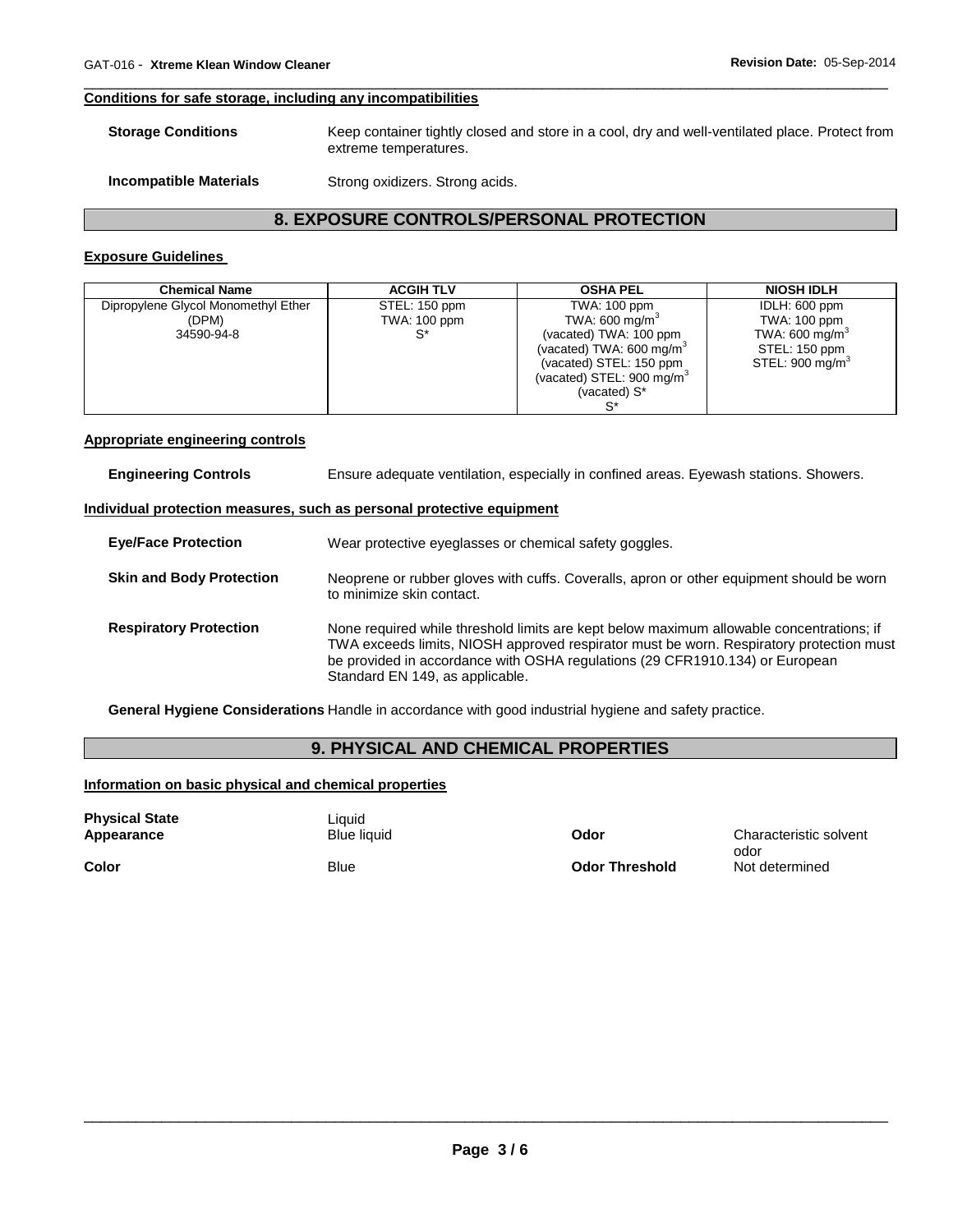#### Conditions for safe storage, including any incompatibilities

**Storage Conditions** Keep container tightly closed and store in a cool, dry and well-ventilated place. Protect from extreme temperatures.

**Incompatible Materials** Strong oxidizers. Strong acids.

## 8. EXPOSURE CONTROLS/PERSONAL PROTECTION

#### Exposure Guidelines

| Chemical Name | ACGIH TLV | OSHA PEL | NIOSH IDLH |
|---|---|---|---|
| Dipropylene Glycol Monomethyl Ether (DPM) 34590-94-8 | STEL: 150 ppm TWA: 100 ppm S* | TWA: 100 ppm TWA: 600 mg/m$^3$ (vacated) TWA: 100 ppm (vacated) TWA: 600 mg/m$^3$ (vacated) STEL: 150 ppm (vacated) STEL: 900 mg/m$^3$ (vacated) S* S* | IDLH: 600 ppm TWA: 100 ppm TWA: 600 mg/m$^3$ STEL: 150 ppm STEL: 900 mg/m$^3$ |

#### Appropriate engineering controls

**Engineering Controls** Ensure adequate ventilation, especially in confined areas. Eyewash stations. Showers.

#### Individual protection measures, such as personal protective equipment

**Eye/Face Protection** Wear protective eyeglasses or chemical safety goggles.

**Skin and Body Protection** Neoprene or rubber gloves with cuffs. Coveralls, apron or other equipment should be worn to minimize skin contact.

**Respiratory Protection** None required while threshold limits are kept below maximum allowable concentrations; if TWA exceeds limits, NIOSH approved respirator must be worn. Respiratory protection must be provided in accordance with OSHA regulations (29 CFR1910.134) or European Standard EN 149, as applicable.

**General Hygiene Considerations** Handle in accordance with good industrial hygiene and safety practice.

## 9. PHYSICAL AND CHEMICAL PROPERTIES

#### Information on basic physical and chemical properties

| | | | |
|---|---|---|---|
| **Physical State** | Liquid | | |
| **Appearance** | Blue liquid | **Odor** | Characteristic solvent odor |
| **Color** | Blue | **Odor Threshold** | Not determined |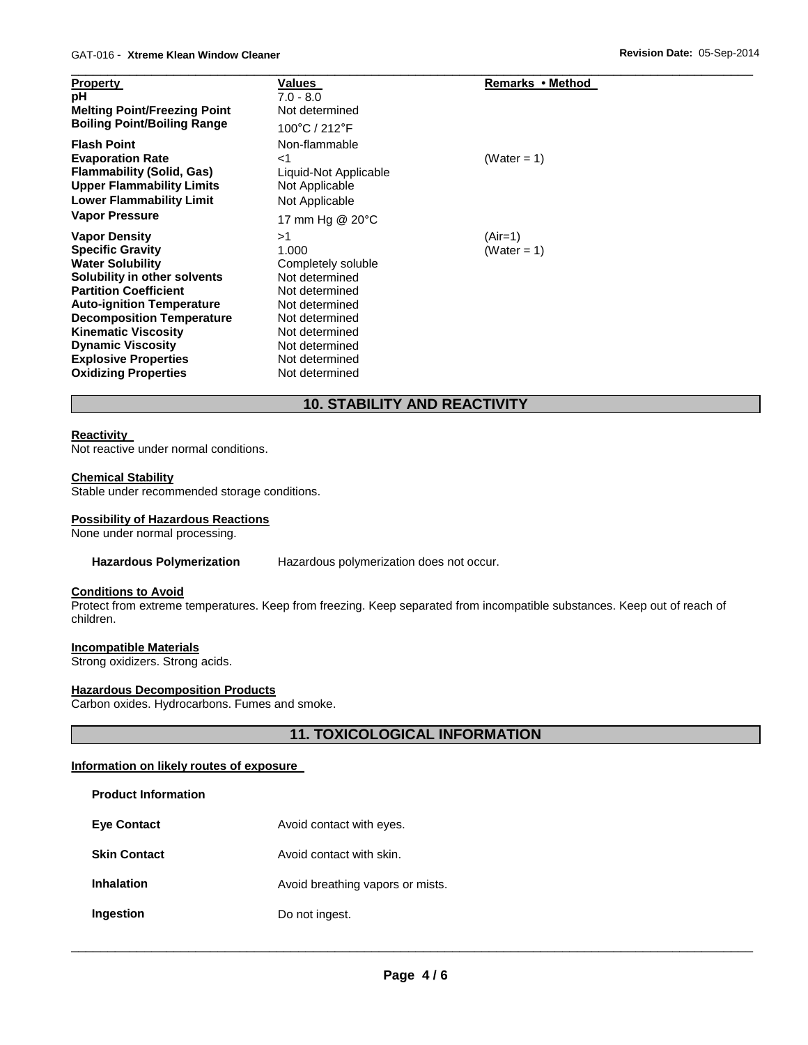| Property | Values | Remarks • Method |
| --- | --- | --- |
| pH | 7.0 - 8.0 | |
| Melting Point/Freezing Point | Not determined | |
| Boiling Point/Boiling Range | 100°C / 212°F | |
| Flash Point | Non-flammable | |
| Evaporation Rate | <1 | (Water = 1) |
| Flammability (Solid, Gas) | Liquid-Not Applicable | |
| Upper Flammability Limits | Not Applicable | |
| Lower Flammability Limit | Not Applicable | |
| Vapor Pressure | 17 mm Hg @ 20°C | |
| Vapor Density | >1 | (Air=1) |
| Specific Gravity | 1.000 | (Water = 1) |
| Water Solubility | Completely soluble | |
| Solubility in other solvents | Not determined | |
| Partition Coefficient | Not determined | |
| Auto-ignition Temperature | Not determined | |
| Decomposition Temperature | Not determined | |
| Kinematic Viscosity | Not determined | |
| Dynamic Viscosity | Not determined | |
| Explosive Properties | Not determined | |
| Oxidizing Properties | Not determined | |

## 10. STABILITY AND REACTIVITY

**Reactivity**

Not reactive under normal conditions.

**Chemical Stability**

Stable under recommended storage conditions.

**Possibility of Hazardous Reactions**

None under normal processing.

**Hazardous Polymerization** Hazardous polymerization does not occur.

**Conditions to Avoid**

Protect from extreme temperatures. Keep from freezing. Keep separated from incompatible substances. Keep out of reach of children.

**Incompatible Materials**

Strong oxidizers. Strong acids.

**Hazardous Decomposition Products**

Carbon oxides. Hydrocarbons. Fumes and smoke.

## 11. TOXICOLOGICAL INFORMATION

**Information on likely routes of exposure**

**Product Information**

| | |
| --- | --- |
| **Eye Contact** | Avoid contact with eyes. |
| **Skin Contact** | Avoid contact with skin. |
| **Inhalation** | Avoid breathing vapors or mists. |
| **Ingestion** | Do not ingest. |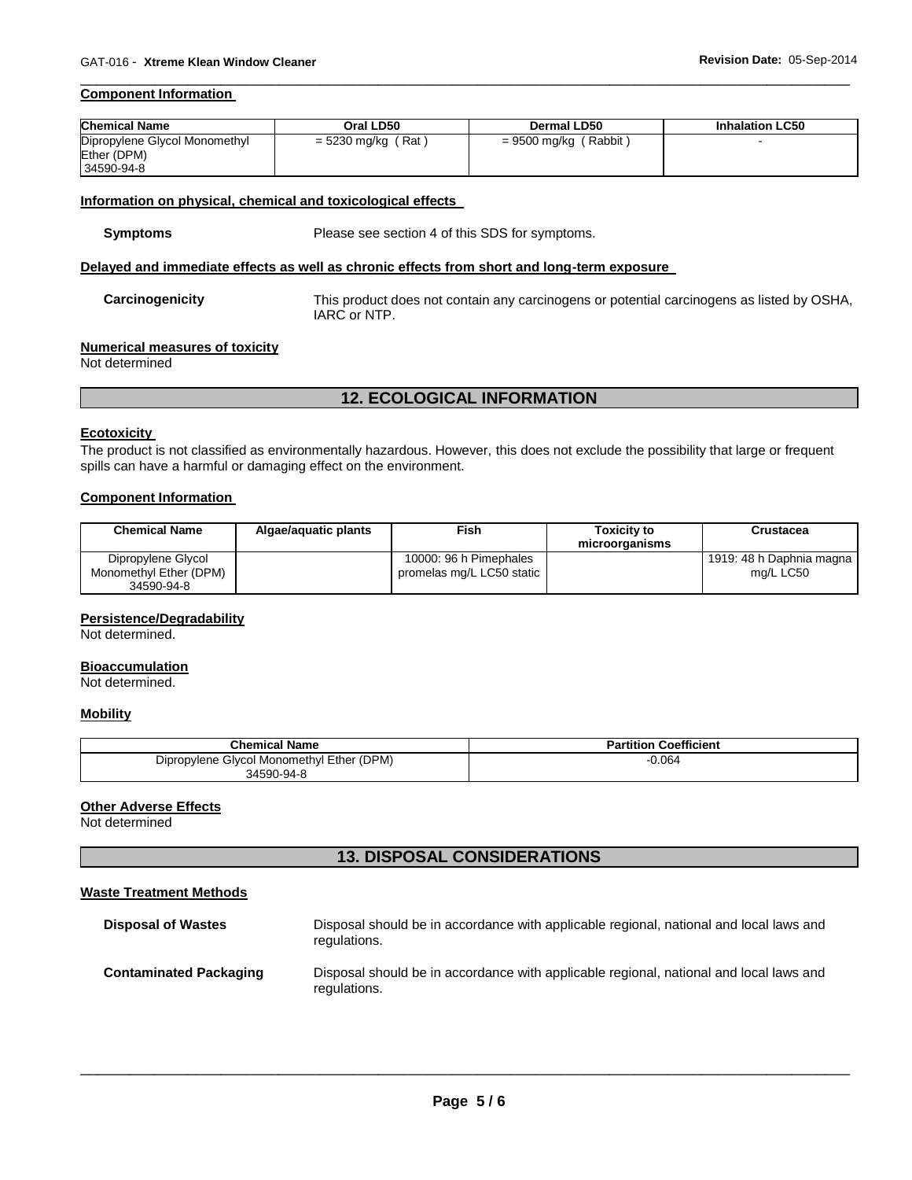### Component Information

| Chemical Name | Oral LD50 | Dermal LD50 | Inhalation LC50 |
| --- | --- | --- | --- |
| Dipropylene Glycol Monomethyl Ether (DPM) 34590-94-8 | = 5230 mg/kg ( Rat ) | = 9500 mg/kg ( Rabbit ) | - |

### Information on physical, chemical and toxicological effects

**Symptoms** Please see section 4 of this SDS for symptoms.

### Delayed and immediate effects as well as chronic effects from short and long-term exposure

**Carcinogenicity** This product does not contain any carcinogens or potential carcinogens as listed by OSHA, IARC or NTP.

### Numerical measures of toxicity

Not determined

## 12. ECOLOGICAL INFORMATION

### Ecotoxicity

The product is not classified as environmentally hazardous. However, this does not exclude the possibility that large or frequent spills can have a harmful or damaging effect on the environment.

### Component Information

| Chemical Name | Algae/aquatic plants | Fish | Toxicity to microorganisms | Crustacea |
| --- | --- | --- | --- | --- |
| Dipropylene Glycol Monomethyl Ether (DPM) 34590-94-8 | | 10000: 96 h Pimephales promelas mg/L LC50 static | | 1919: 48 h Daphnia magna mg/L LC50 |

### Persistence/Degradability

Not determined.

### Bioaccumulation

Not determined.

### Mobility

| Chemical Name | Partition Coefficient |
| --- | --- |
| Dipropylene Glycol Monomethyl Ether (DPM) 34590-94-8 | -0.064 |

### Other Adverse Effects

Not determined

## 13. DISPOSAL CONSIDERATIONS

### Waste Treatment Methods

**Disposal of Wastes** Disposal should be in accordance with applicable regional, national and local laws and regulations.

**Contaminated Packaging** Disposal should be in accordance with applicable regional, national and local laws and regulations.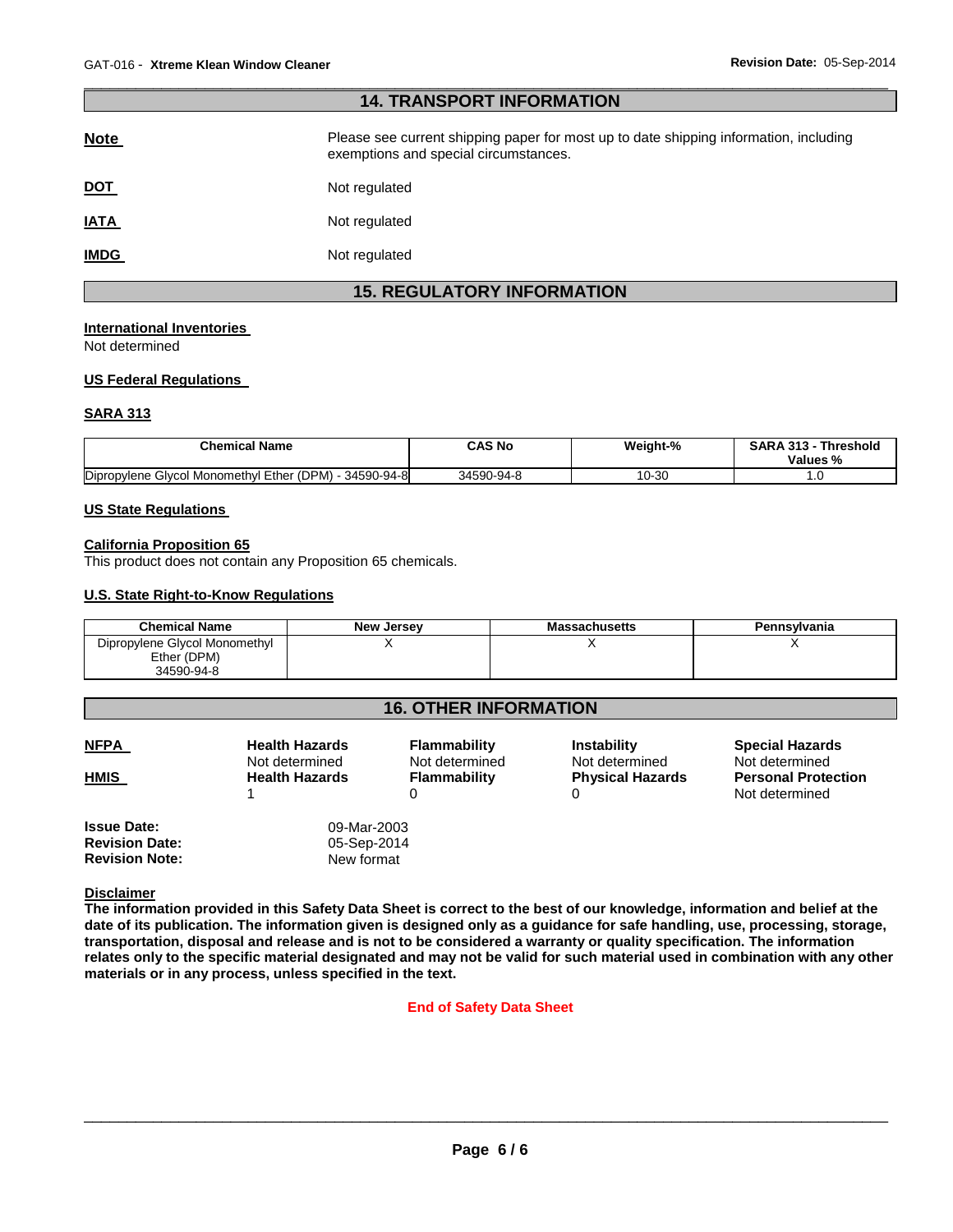## 14. TRANSPORT INFORMATION

**Note** Please see current shipping paper for most up to date shipping information, including exemptions and special circumstances.

**DOT** Not regulated

**IATA** Not regulated

**IMDG** Not regulated

## 15. REGULATORY INFORMATION

**International Inventories**
Not determined

**US Federal Regulations**

**SARA 313**

| Chemical Name | CAS No | Weight-% | SARA 313 - Threshold Values % |
|---|---|---|---|
| Dipropylene Glycol Monomethyl Ether (DPM) - 34590-94-8 | 34590-94-8 | 10-30 | 1.0 |

**US State Regulations**

**California Proposition 65**
This product does not contain any Proposition 65 chemicals.

**U.S. State Right-to-Know Regulations**

| Chemical Name | New Jersey | Massachusetts | Pennsylvania |
|---|---|---|---|
| Dipropylene Glycol Monomethyl Ether (DPM) 34590-94-8 | X | X | X |

## 16. OTHER INFORMATION

| | | | | |
|---|---|---|---|---|
| **NFPA** | **Health Hazards** Not determined | **Flammability** Not determined | **Instability** Not determined | **Special Hazards** Not determined |
| **HMIS** | **Health Hazards** 1 | **Flammability** 0 | **Physical Hazards** 0 | **Personal Protection** Not determined |

**Issue Date:** 09-Mar-2003
**Revision Date:** 05-Sep-2014
**Revision Note:** New format

**Disclaimer**
**The information provided in this Safety Data Sheet is correct to the best of our knowledge, information and belief at the date of its publication. The information given is designed only as a guidance for safe handling, use, processing, storage, transportation, disposal and release and is not to be considered a warranty or quality specification. The information relates only to the specific material designated and may not be valid for such material used in combination with any other materials or in any process, unless specified in the text.**

**End of Safety Data Sheet**